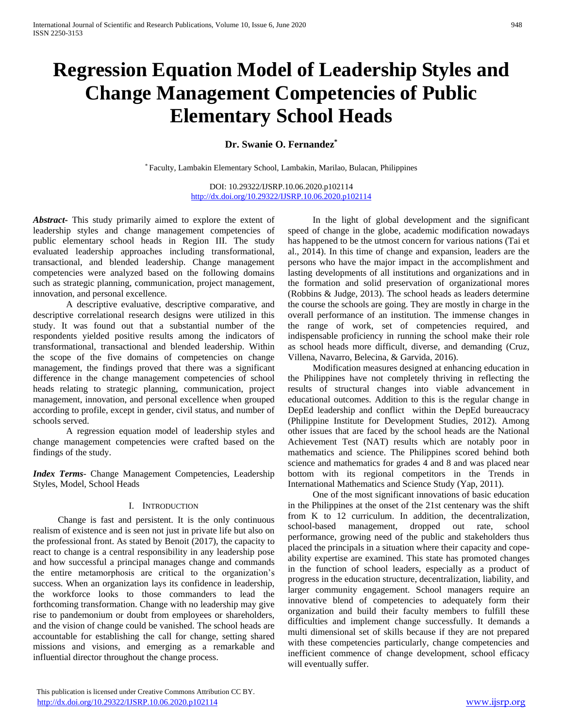# Regression Equation Model of Leadership Styles and Change Management Competencies of Public Elementary School Heads

**Dr. Swanie O. Fernandez***

\* Faculty, Lambakin Elementary School, Lambakin, Marilao, Bulacan, Philippines

DOI: 10.29322/IJSRP.10.06.2020.p102114
http://dx.doi.org/10.29322/IJSRP.10.06.2020.p102114

***Abstract*-** This study primarily aimed to explore the extent of leadership styles and change management competencies of public elementary school heads in Region III. The study evaluated leadership approaches including transformational, transactional, and blended leadership. Change management competencies were analyzed based on the following domains such as strategic planning, communication, project management, innovation, and personal excellence.

A descriptive evaluative, descriptive comparative, and descriptive correlational research designs were utilized in this study. It was found out that a substantial number of the respondents yielded positive results among the indicators of transformational, transactional and blended leadership. Within the scope of the five domains of competencies on change management, the findings proved that there was a significant difference in the change management competencies of school heads relating to strategic planning, communication, project management, innovation, and personal excellence when grouped according to profile, except in gender, civil status, and number of schools served.

A regression equation model of leadership styles and change management competencies were crafted based on the findings of the study.

***Index Terms*-** Change Management Competencies, Leadership Styles, Model, School Heads

## I. Introduction

Change is fast and persistent. It is the only continuous realism of existence and is seen not just in private life but also on the professional front. As stated by Benoit (2017), the capacity to react to change is a central responsibility in any leadership pose and how successful a principal manages change and commands the entire metamorphosis are critical to the organization's success. When an organization lays its confidence in leadership, the workforce looks to those commanders to lead the forthcoming transformation. Change with no leadership may give rise to pandemonium or doubt from employees or shareholders, and the vision of change could be vanished. The school heads are accountable for establishing the call for change, setting shared missions and visions, and emerging as a remarkable and influential director throughout the change process.

In the light of global development and the significant speed of change in the globe, academic modification nowadays has happened to be the utmost concern for various nations (Tai et al., 2014). In this time of change and expansion, leaders are the persons who have the major impact in the accomplishment and lasting developments of all institutions and organizations and in the formation and solid preservation of organizational mores (Robbins & Judge, 2013). The school heads as leaders determine the course the schools are going. They are mostly in charge in the overall performance of an institution. The immense changes in the range of work, set of competencies required, and indispensable proficiency in running the school make their role as school heads more difficult, diverse, and demanding (Cruz, Villena, Navarro, Belecina, & Garvida, 2016).

Modification measures designed at enhancing education in the Philippines have not completely thriving in reflecting the results of structural changes into viable advancement in educational outcomes. Addition to this is the regular change in DepEd leadership and conflict within the DepEd bureaucracy (Philippine Institute for Development Studies, 2012). Among other issues that are faced by the school heads are the National Achievement Test (NAT) results which are notably poor in mathematics and science. The Philippines scored behind both science and mathematics for grades 4 and 8 and was placed near bottom with its regional competitors in the Trends in International Mathematics and Science Study (Yap, 2011).

One of the most significant innovations of basic education in the Philippines at the onset of the 21st centenary was the shift from K to 12 curriculum. In addition, the decentralization, school-based management, dropped out rate, school performance, growing need of the public and stakeholders thus placed the principals in a situation where their capacity and cope-ability expertise are examined. This state has promoted changes in the function of school leaders, especially as a product of progress in the education structure, decentralization, liability, and larger community engagement. School managers require an innovative blend of competencies to adequately form their organization and build their faculty members to fulfill these difficulties and implement change successfully. It demands a multi dimensional set of skills because if they are not prepared with these competencies particularly, change competencies and inefficient commence of change development, school efficacy will eventually suffer.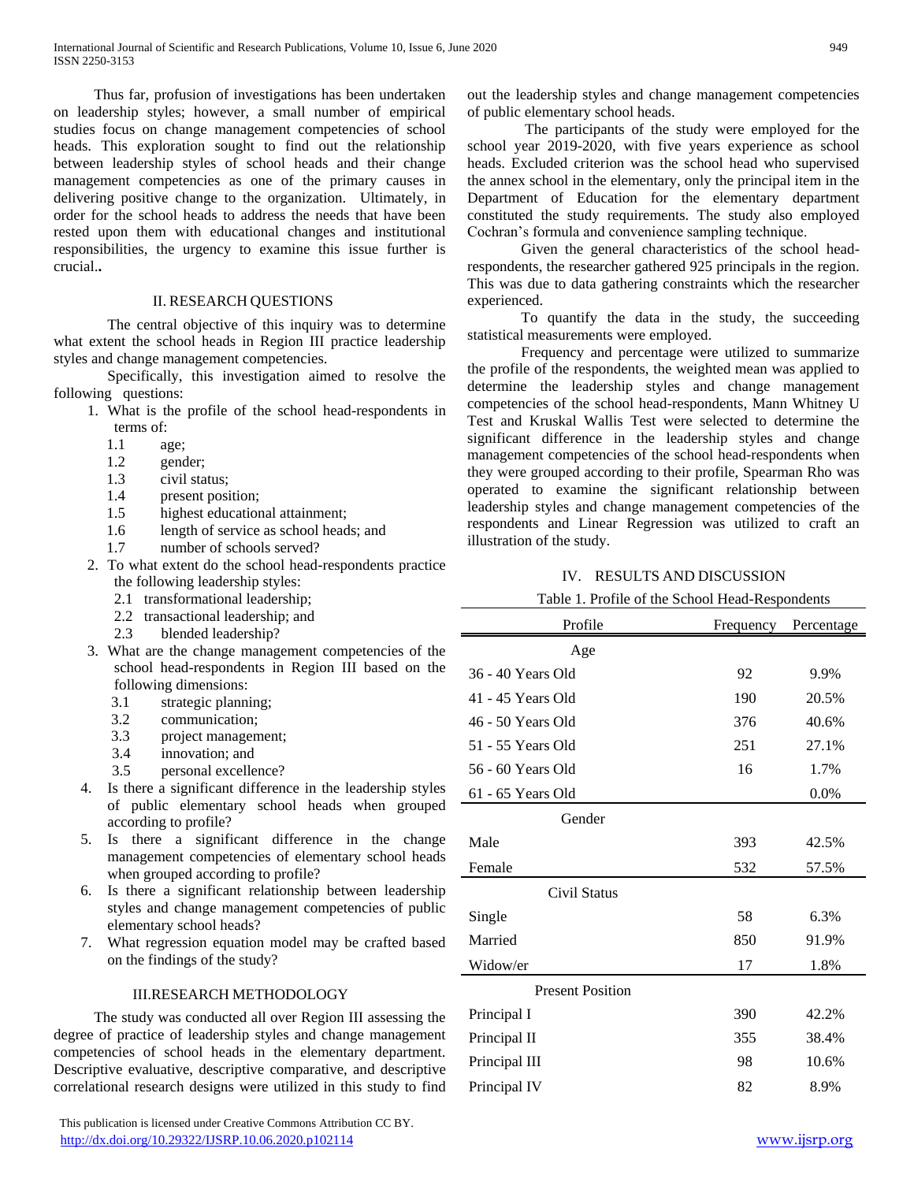Thus far, profusion of investigations has been undertaken on leadership styles; however, a small number of empirical studies focus on change management competencies of school heads. This exploration sought to find out the relationship between leadership styles of school heads and their change management competencies as one of the primary causes in delivering positive change to the organization. Ultimately, in order for the school heads to address the needs that have been rested upon them with educational changes and institutional responsibilities, the urgency to examine this issue further is crucial..

## II. RESEARCH QUESTIONS

The central objective of this inquiry was to determine what extent the school heads in Region III practice leadership styles and change management competencies.

Specifically, this investigation aimed to resolve the following questions:

1. What is the profile of the school head-respondents in terms of:
   - 1.1 age;
   - 1.2 gender;
   - 1.3 civil status;
   - 1.4 present position;
   - 1.5 highest educational attainment;
   - 1.6 length of service as school heads; and
   - 1.7 number of schools served?
2. To what extent do the school head-respondents practice the following leadership styles:
   - 2.1 transformational leadership;
   - 2.2 transactional leadership; and
   - 2.3 blended leadership?
3. What are the change management competencies of the school head-respondents in Region III based on the following dimensions:
   - 3.1 strategic planning;
   - 3.2 communication;
   - 3.3 project management;
   - 3.4 innovation; and
   - 3.5 personal excellence?
4. Is there a significant difference in the leadership styles of public elementary school heads when grouped according to profile?
5. Is there a significant difference in the change management competencies of elementary school heads when grouped according to profile?
6. Is there a significant relationship between leadership styles and change management competencies of public elementary school heads?
7. What regression equation model may be crafted based on the findings of the study?

## III. RESEARCH METHODOLOGY

The study was conducted all over Region III assessing the degree of practice of leadership styles and change management competencies of school heads in the elementary department. Descriptive evaluative, descriptive comparative, and descriptive correlational research designs were utilized in this study to find out the leadership styles and change management competencies of public elementary school heads.

The participants of the study were employed for the school year 2019-2020, with five years experience as school heads. Excluded criterion was the school head who supervised the annex school in the elementary, only the principal item in the Department of Education for the elementary department constituted the study requirements. The study also employed Cochran's formula and convenience sampling technique.

Given the general characteristics of the school head-respondents, the researcher gathered 925 principals in the region. This was due to data gathering constraints which the researcher experienced.

To quantify the data in the study, the succeeding statistical measurements were employed.

Frequency and percentage were utilized to summarize the profile of the respondents, the weighted mean was applied to determine the leadership styles and change management competencies of the school head-respondents, Mann Whitney U Test and Kruskal Wallis Test were selected to determine the significant difference in the leadership styles and change management competencies of the school head-respondents when they were grouped according to their profile, Spearman Rho was operated to examine the significant relationship between leadership styles and change management competencies of the respondents and Linear Regression was utilized to craft an illustration of the study.

## IV. RESULTS AND DISCUSSION

Table 1. Profile of the School Head-Respondents

| Profile | Frequency | Percentage |
|---|---|---|
| Age | | |
| 36 - 40 Years Old | 92 | 9.9% |
| 41 - 45 Years Old | 190 | 20.5% |
| 46 - 50 Years Old | 376 | 40.6% |
| 51 - 55 Years Old | 251 | 27.1% |
| 56 - 60 Years Old | 16 | 1.7% |
| 61 - 65 Years Old | | 0.0% |
| Gender | | |
| Male | 393 | 42.5% |
| Female | 532 | 57.5% |
| Civil Status | | |
| Single | 58 | 6.3% |
| Married | 850 | 91.9% |
| Widow/er | 17 | 1.8% |
| Present Position | | |
| Principal I | 390 | 42.2% |
| Principal II | 355 | 38.4% |
| Principal III | 98 | 10.6% |
| Principal IV | 82 | 8.9% |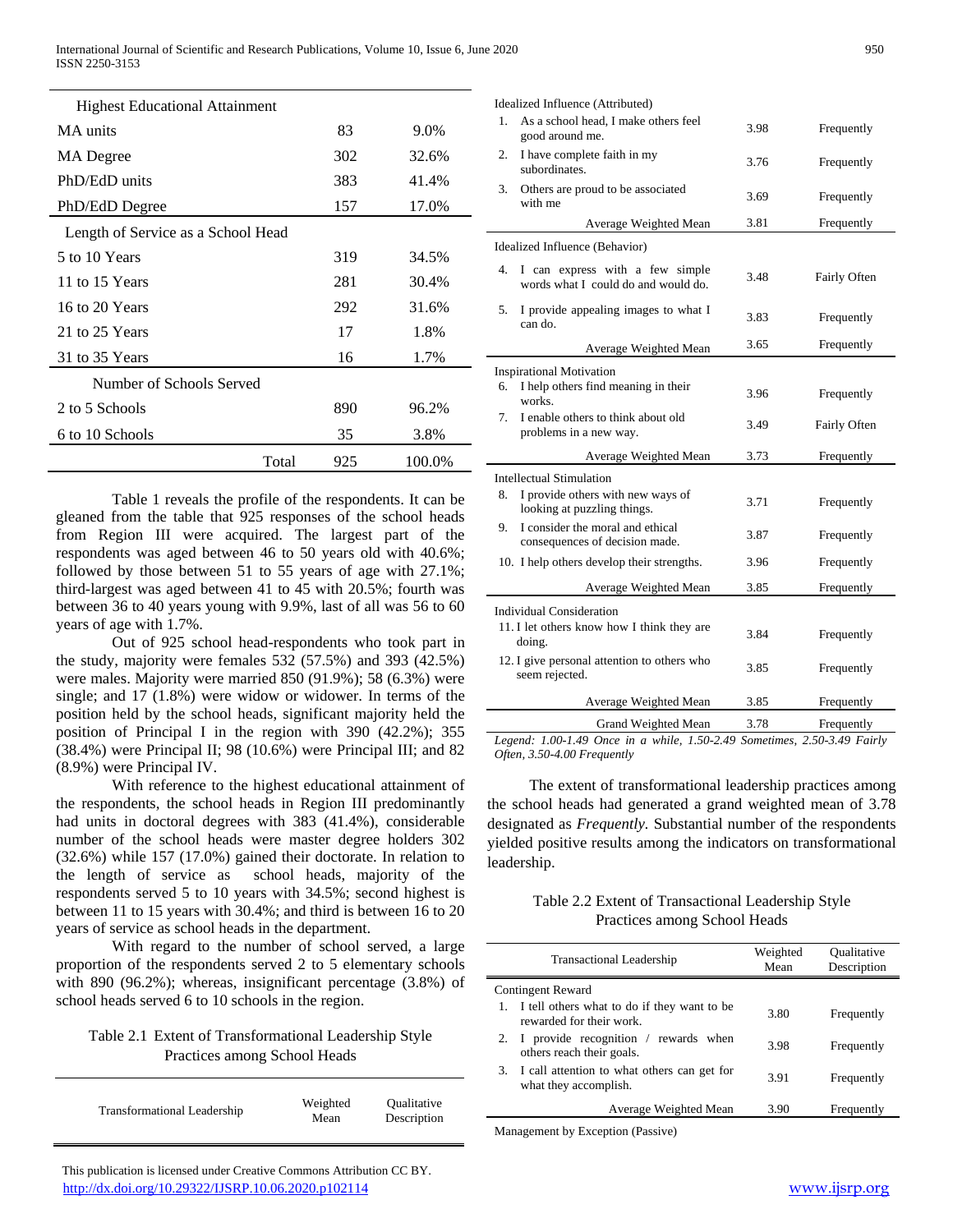| | | |
|---|---|---|
| **Highest Educational Attainment** | | |
| MA units | 83 | 9.0% |
| MA Degree | 302 | 32.6% |
| PhD/EdD units | 383 | 41.4% |
| PhD/EdD Degree | 157 | 17.0% |
| **Length of Service as a School Head** | | |
| 5 to 10 Years | 319 | 34.5% |
| 11 to 15 Years | 281 | 30.4% |
| 16 to 20 Years | 292 | 31.6% |
| 21 to 25 Years | 17 | 1.8% |
| 31 to 35 Years | 16 | 1.7% |
| **Number of Schools Served** | | |
| 2 to 5 Schools | 890 | 96.2% |
| 6 to 10 Schools | 35 | 3.8% |
| Total | 925 | 100.0% |

Table 1 reveals the profile of the respondents. It can be gleaned from the table that 925 responses of the school heads from Region III were acquired. The largest part of the respondents was aged between 46 to 50 years old with 40.6%; followed by those between 51 to 55 years of age with 27.1%; third-largest was aged between 41 to 45 with 20.5%; fourth was between 36 to 40 years young with 9.9%, last of all was 56 to 60 years of age with 1.7%.

Out of 925 school head-respondents who took part in the study, majority were females 532 (57.5%) and 393 (42.5%) were males. Majority were married 850 (91.9%); 58 (6.3%) were single; and 17 (1.8%) were widow or widower. In terms of the position held by the school heads, significant majority held the position of Principal I in the region with 390 (42.2%); 355 (38.4%) were Principal II; 98 (10.6%) were Principal III; and 82 (8.9%) were Principal IV.

With reference to the highest educational attainment of the respondents, the school heads in Region III predominantly had units in doctoral degrees with 383 (41.4%), considerable number of the school heads were master degree holders 302 (32.6%) while 157 (17.0%) gained their doctorate. In relation to the length of service as school heads, majority of the respondents served 5 to 10 years with 34.5%; second highest is between 11 to 15 years with 30.4%; and third is between 16 to 20 years of service as school heads in the department.

With regard to the number of school served, a large proportion of the respondents served 2 to 5 elementary schools with 890 (96.2%); whereas, insignificant percentage (3.8%) of school heads served 6 to 10 schools in the region.

Table 2.1 Extent of Transformational Leadership Style Practices among School Heads

| Transformational Leadership | Weighted Mean | Qualitative Description |
|---|---|---|
| **Idealized Influence (Attributed)** | | |
| 1. As a school head, I make others feel good around me. | 3.98 | Frequently |
| 2. I have complete faith in my subordinates. | 3.76 | Frequently |
| 3. Others are proud to be associated with me | 3.69 | Frequently |
| Average Weighted Mean | 3.81 | Frequently |
| **Idealized Influence (Behavior)** | | |
| 4. I can express with a few simple words what I could do and would do. | 3.48 | Fairly Often |
| 5. I provide appealing images to what I can do. | 3.83 | Frequently |
| Average Weighted Mean | 3.65 | Frequently |
| **Inspirational Motivation** | | |
| 6. I help others find meaning in their works. | 3.96 | Frequently |
| 7. I enable others to think about old problems in a new way. | 3.49 | Fairly Often |
| Average Weighted Mean | 3.73 | Frequently |
| **Intellectual Stimulation** | | |
| 8. I provide others with new ways of looking at puzzling things. | 3.71 | Frequently |
| 9. I consider the moral and ethical consequences of decision made. | 3.87 | Frequently |
| 10. I help others develop their strengths. | 3.96 | Frequently |
| Average Weighted Mean | 3.85 | Frequently |
| **Individual Consideration** | | |
| 11. I let others know how I think they are doing. | 3.84 | Frequently |
| 12. I give personal attention to others who seem rejected. | 3.85 | Frequently |
| Average Weighted Mean | 3.85 | Frequently |
| Grand Weighted Mean | 3.78 | Frequently |

*Legend: 1.00-1.49 Once in a while, 1.50-2.49 Sometimes, 2.50-3.49 Fairly Often, 3.50-4.00 Frequently*

The extent of transformational leadership practices among the school heads had generated a grand weighted mean of 3.78 designated as *Frequently.* Substantial number of the respondents yielded positive results among the indicators on transformational leadership.

Table 2.2 Extent of Transactional Leadership Style Practices among School Heads

| Transactional Leadership | Weighted Mean | Qualitative Description |
|---|---|---|
| **Contingent Reward** | | |
| 1. I tell others what to do if they want to be rewarded for their work. | 3.80 | Frequently |
| 2. I provide recognition / rewards when others reach their goals. | 3.98 | Frequently |
| 3. I call attention to what others can get for what they accomplish. | 3.91 | Frequently |
| Average Weighted Mean | 3.90 | Frequently |
| **Management by Exception (Passive)** | | |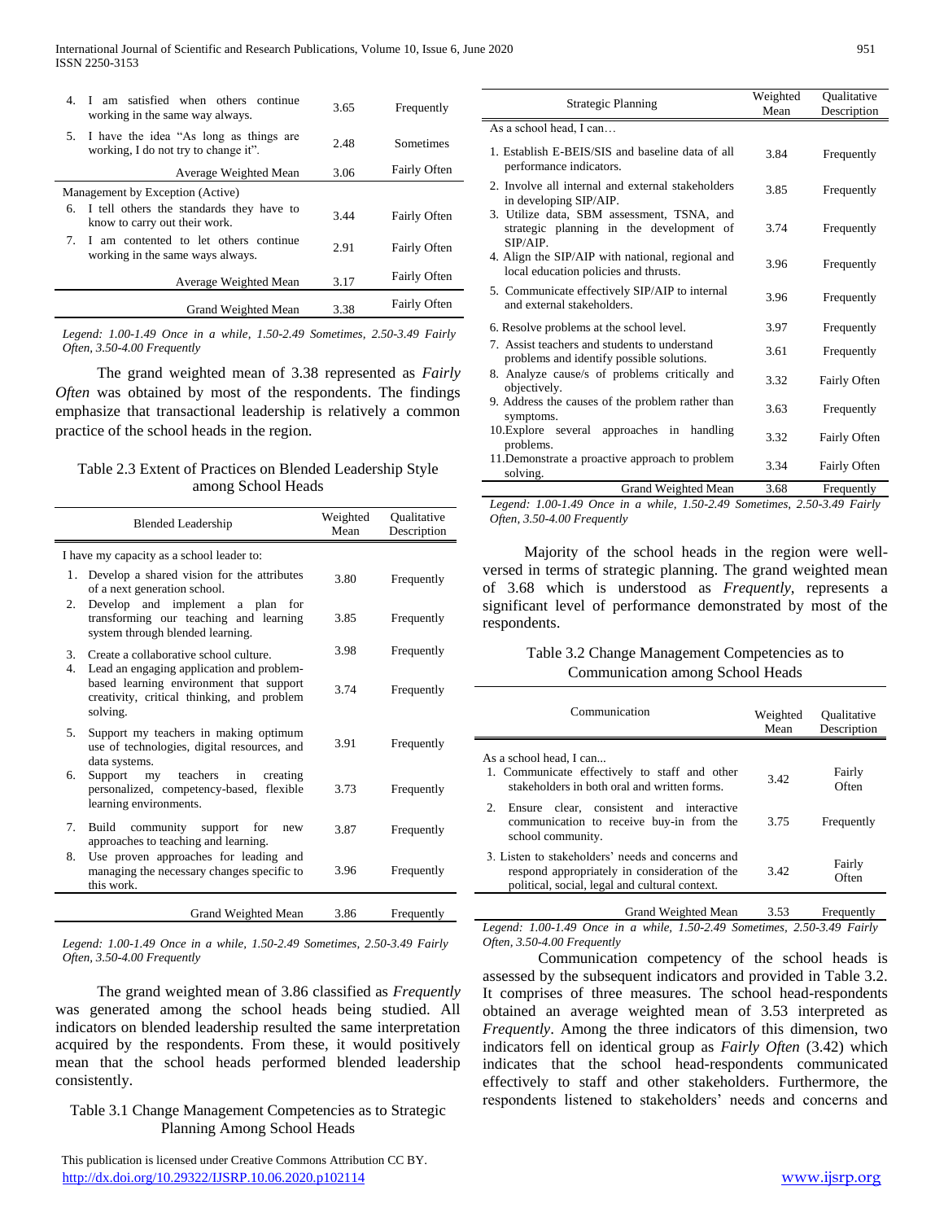| | | | |
|---|---|---|---|
| 4. | I am satisfied when others continue working in the same way always. | 3.65 | Frequently |
| 5. | I have the idea "As long as things are working, I do not try to change it". | 2.48 | Sometimes |
| | Average Weighted Mean | 3.06 | Fairly Often |
| Management by Exception (Active) | | | |
| 6. | I tell others the standards they have to know to carry out their work. | 3.44 | Fairly Often |
| 7. | I am contented to let others continue working in the same ways always. | 2.91 | Fairly Often |
| | Average Weighted Mean | 3.17 | Fairly Often |
| | Grand Weighted Mean | 3.38 | Fairly Often |

*Legend: 1.00-1.49 Once in a while, 1.50-2.49 Sometimes, 2.50-3.49 Fairly Often, 3.50-4.00 Frequently*

The grand weighted mean of 3.38 represented as *Fairly Often* was obtained by most of the respondents. The findings emphasize that transactional leadership is relatively a common practice of the school heads in the region.

Table 2.3 Extent of Practices on Blended Leadership Style among School Heads

| Blended Leadership | Weighted Mean | Qualitative Description |
|---|---|---|
| I have my capacity as a school leader to: | | |
| 1. Develop a shared vision for the attributes of a next generation school. | 3.80 | Frequently |
| 2. Develop and implement a plan for transforming our teaching and learning system through blended learning. | 3.85 | Frequently |
| 3. Create a collaborative school culture. | 3.98 | Frequently |
| 4. Lead an engaging application and problem-based learning environment that support creativity, critical thinking, and problem solving. | 3.74 | Frequently |
| 5. Support my teachers in making optimum use of technologies, digital resources, and data systems. | 3.91 | Frequently |
| 6. Support my teachers in creating personalized, competency-based, flexible learning environments. | 3.73 | Frequently |
| 7. Build community support for new approaches to teaching and learning. | 3.87 | Frequently |
| 8. Use proven approaches for leading and managing the necessary changes specific to this work. | 3.96 | Frequently |
| Grand Weighted Mean | 3.86 | Frequently |

*Legend: 1.00-1.49 Once in a while, 1.50-2.49 Sometimes, 2.50-3.49 Fairly Often, 3.50-4.00 Frequently*

The grand weighted mean of 3.86 classified as *Frequently* was generated among the school heads being studied. All indicators on blended leadership resulted the same interpretation acquired by the respondents. From these, it would positively mean that the school heads performed blended leadership consistently.

Table 3.1 Change Management Competencies as to Strategic Planning Among School Heads

| Strategic Planning | Weighted Mean | Qualitative Description |
|---|---|---|
| As a school head, I can… | | |
| 1. Establish E-BEIS/SIS and baseline data of all performance indicators. | 3.84 | Frequently |
| 2. Involve all internal and external stakeholders in developing SIP/AIP. | 3.85 | Frequently |
| 3. Utilize data, SBM assessment, TSNA, and strategic planning in the development of SIP/AIP. | 3.74 | Frequently |
| 4. Align the SIP/AIP with national, regional and local education policies and thrusts. | 3.96 | Frequently |
| 5. Communicate effectively SIP/AIP to internal and external stakeholders. | 3.96 | Frequently |
| 6. Resolve problems at the school level. | 3.97 | Frequently |
| 7. Assist teachers and students to understand problems and identify possible solutions. | 3.61 | Frequently |
| 8. Analyze cause/s of problems critically and objectively. | 3.32 | Fairly Often |
| 9. Address the causes of the problem rather than symptoms. | 3.63 | Frequently |
| 10. Explore several approaches in handling problems. | 3.32 | Fairly Often |
| 11. Demonstrate a proactive approach to problem solving. | 3.34 | Fairly Often |
| Grand Weighted Mean | 3.68 | Frequently |

*Legend: 1.00-1.49 Once in a while, 1.50-2.49 Sometimes, 2.50-3.49 Fairly Often, 3.50-4.00 Frequently*

Majority of the school heads in the region were well-versed in terms of strategic planning. The grand weighted mean of 3.68 which is understood as *Frequently,* represents a significant level of performance demonstrated by most of the respondents.

Table 3.2 Change Management Competencies as to Communication among School Heads

| Communication | Weighted Mean | Qualitative Description |
|---|---|---|
| As a school head, I can... | | |
| 1. Communicate effectively to staff and other stakeholders in both oral and written forms. | 3.42 | Fairly Often |
| 2. Ensure clear, consistent and interactive communication to receive buy-in from the school community. | 3.75 | Frequently |
| 3. Listen to stakeholders' needs and concerns and respond appropriately in consideration of the political, social, legal and cultural context. | 3.42 | Fairly Often |
| Grand Weighted Mean | 3.53 | Frequently |

*Legend: 1.00-1.49 Once in a while, 1.50-2.49 Sometimes, 2.50-3.49 Fairly Often, 3.50-4.00 Frequently*

Communication competency of the school heads is assessed by the subsequent indicators and provided in Table 3.2. It comprises of three measures. The school head-respondents obtained an average weighted mean of 3.53 interpreted as *Frequently*. Among the three indicators of this dimension, two indicators fell on identical group as *Fairly Often* (3.42) which indicates that the school head-respondents communicated effectively to staff and other stakeholders. Furthermore, the respondents listened to stakeholders' needs and concerns and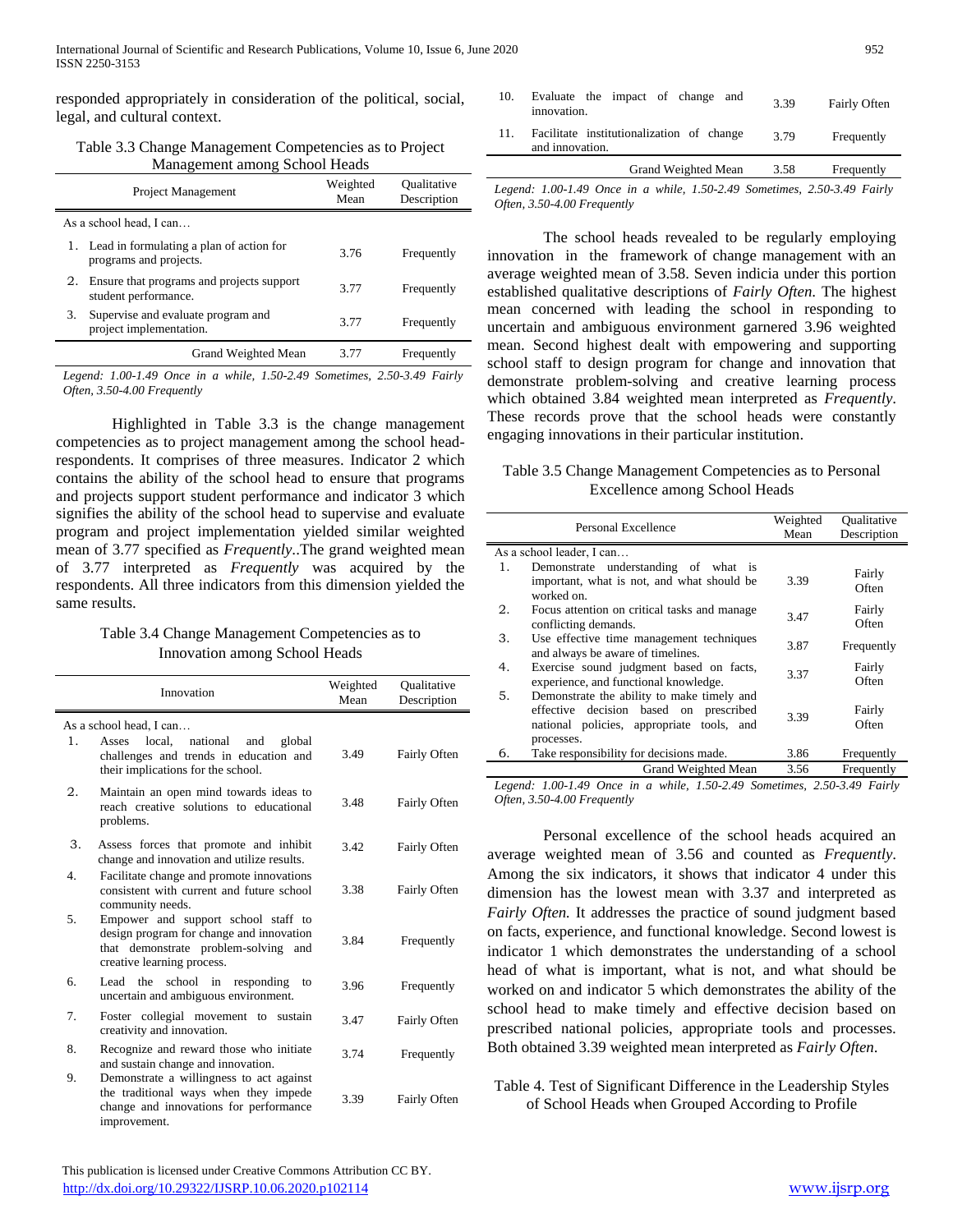responded appropriately in consideration of the political, social, legal, and cultural context.

Table 3.3 Change Management Competencies as to Project Management among School Heads

| Project Management | Weighted Mean | Qualitative Description |
|---|---|---|
| As a school head, I can… | | |
| 1. Lead in formulating a plan of action for programs and projects. | 3.76 | Frequently |
| 2. Ensure that programs and projects support student performance. | 3.77 | Frequently |
| 3. Supervise and evaluate program and project implementation. | 3.77 | Frequently |
| Grand Weighted Mean | 3.77 | Frequently |

*Legend: 1.00-1.49 Once in a while, 1.50-2.49 Sometimes, 2.50-3.49 Fairly Often, 3.50-4.00 Frequently*

Highlighted in Table 3.3 is the change management competencies as to project management among the school head-respondents. It comprises of three measures. Indicator 2 which contains the ability of the school head to ensure that programs and projects support student performance and indicator 3 which signifies the ability of the school head to supervise and evaluate program and project implementation yielded similar weighted mean of 3.77 specified as *Frequently*..The grand weighted mean of 3.77 interpreted as *Frequently* was acquired by the respondents. All three indicators from this dimension yielded the same results.

Table 3.4 Change Management Competencies as to Innovation among School Heads

| Innovation | Weighted Mean | Qualitative Description |
|---|---|---|
| As a school head, I can… | | |
| 1. Asses local, national and global challenges and trends in education and their implications for the school. | 3.49 | Fairly Often |
| 2. Maintain an open mind towards ideas to reach creative solutions to educational problems. | 3.48 | Fairly Often |
| 3. Assess forces that promote and inhibit change and innovation and utilize results. | 3.42 | Fairly Often |
| 4. Facilitate change and promote innovations consistent with current and future school community needs. | 3.38 | Fairly Often |
| 5. Empower and support school staff to design program for change and innovation that demonstrate problem-solving and creative learning process. | 3.84 | Frequently |
| 6. Lead the school in responding to uncertain and ambiguous environment. | 3.96 | Frequently |
| 7. Foster collegial movement to sustain creativity and innovation. | 3.47 | Fairly Often |
| 8. Recognize and reward those who initiate and sustain change and innovation. | 3.74 | Frequently |
| 9. Demonstrate a willingness to act against the traditional ways when they impede change and innovations for performance improvement. | 3.39 | Fairly Often |
| 10. Evaluate the impact of change and innovation. | 3.39 | Fairly Often |
| 11. Facilitate institutionalization of change and innovation. | 3.79 | Frequently |
| Grand Weighted Mean | 3.58 | Frequently |

*Legend: 1.00-1.49 Once in a while, 1.50-2.49 Sometimes, 2.50-3.49 Fairly Often, 3.50-4.00 Frequently*

The school heads revealed to be regularly employing innovation in the framework of change management with an average weighted mean of 3.58. Seven indicia under this portion established qualitative descriptions of *Fairly Often*. The highest mean concerned with leading the school in responding to uncertain and ambiguous environment garnered 3.96 weighted mean. Second highest dealt with empowering and supporting school staff to design program for change and innovation that demonstrate problem-solving and creative learning process which obtained 3.84 weighted mean interpreted as *Frequently*. These records prove that the school heads were constantly engaging innovations in their particular institution.

Table 3.5 Change Management Competencies as to Personal Excellence among School Heads

| Personal Excellence | Weighted Mean | Qualitative Description |
|---|---|---|
| As a school leader, I can… | | |
| 1. Demonstrate understanding of what is important, what is not, and what should be worked on. | 3.39 | Fairly Often |
| 2. Focus attention on critical tasks and manage conflicting demands. | 3.47 | Fairly Often |
| 3. Use effective time management techniques and always be aware of timelines. | 3.87 | Frequently |
| 4. Exercise sound judgment based on facts, experience, and functional knowledge. | 3.37 | Fairly Often |
| 5. Demonstrate the ability to make timely and effective decision based on prescribed national policies, appropriate tools, and processes. | 3.39 | Fairly Often |
| 6. Take responsibility for decisions made. | 3.86 | Frequently |
| Grand Weighted Mean | 3.56 | Frequently |

*Legend: 1.00-1.49 Once in a while, 1.50-2.49 Sometimes, 2.50-3.49 Fairly Often, 3.50-4.00 Frequently*

Personal excellence of the school heads acquired an average weighted mean of 3.56 and counted as *Frequently*. Among the six indicators, it shows that indicator 4 under this dimension has the lowest mean with 3.37 and interpreted as *Fairly Often.* It addresses the practice of sound judgment based on facts, experience, and functional knowledge. Second lowest is indicator 1 which demonstrates the understanding of a school head of what is important, what is not, and what should be worked on and indicator 5 which demonstrates the ability of the school head to make timely and effective decision based on prescribed national policies, appropriate tools and processes. Both obtained 3.39 weighted mean interpreted as *Fairly Often*.

Table 4. Test of Significant Difference in the Leadership Styles of School Heads when Grouped According to Profile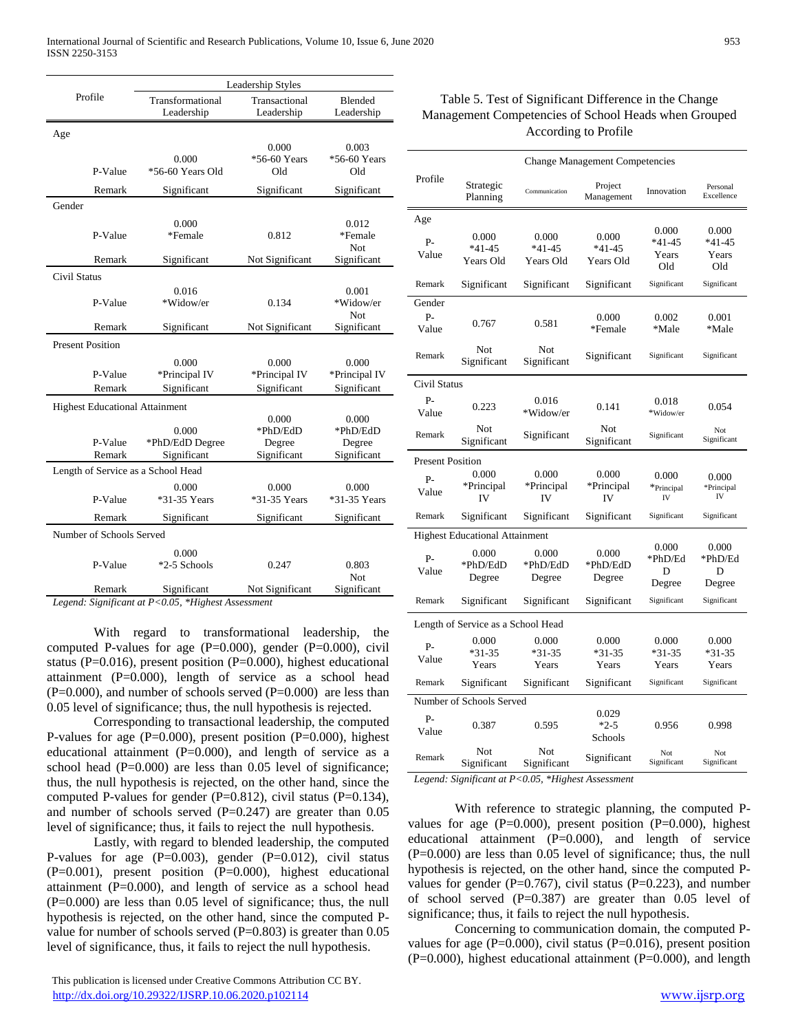| Profile | Leadership Styles | | |
|---|---|---|---|
| | Transformational Leadership | Transactional Leadership | Blended Leadership |
| **Age** | | | |
| P-Value | 0.000 *56-60 Years Old | 0.000 *56-60 Years Old | 0.003 *56-60 Years Old |
| Remark | Significant | Significant | Significant |
| **Gender** | | | |
| P-Value | 0.000 *Female | 0.812 | 0.012 *Female |
| Remark | Significant | Not Significant | Not Significant |
| **Civil Status** | | | |
| P-Value | 0.016 *Widow/er | 0.134 | 0.001 *Widow/er |
| Remark | Significant | Not Significant | Not Significant |
| **Present Position** | | | |
| P-Value | 0.000 *Principal IV | 0.000 *Principal IV | 0.000 *Principal IV |
| Remark | Significant | Significant | Significant |
| **Highest Educational Attainment** | | | |
| P-Value | 0.000 *PhD/EdD Degree | 0.000 *PhD/EdD Degree | 0.000 *PhD/EdD Degree |
| Remark | Significant | Significant | Significant |
| **Length of Service as a School Head** | | | |
| P-Value | 0.000 *31-35 Years | 0.000 *31-35 Years | 0.000 *31-35 Years |
| Remark | Significant | Significant | Significant |
| **Number of Schools Served** | | | |
| P-Value | 0.000 *2-5 Schools | 0.247 | 0.803 |
| Remark | Significant | Not Significant | Not Significant |

*Legend: Significant at P<0.05, *Highest Assessment*

With regard to transformational leadership, the computed P-values for age (P=0.000), gender (P=0.000), civil status (P=0.016), present position (P=0.000), highest educational attainment (P=0.000), length of service as a school head (P=0.000), and number of schools served (P=0.000) are less than 0.05 level of significance; thus, the null hypothesis is rejected.

Corresponding to transactional leadership, the computed P-values for age (P=0.000), present position (P=0.000), highest educational attainment (P=0.000), and length of service as a school head (P=0.000) are less than 0.05 level of significance; thus, the null hypothesis is rejected, on the other hand, since the computed P-values for gender (P=0.812), civil status (P=0.134), and number of schools served (P=0.247) are greater than 0.05 level of significance; thus, it fails to reject the null hypothesis.

Lastly, with regard to blended leadership, the computed P-values for age (P=0.003), gender (P=0.012), civil status (P=0.001), present position (P=0.000), highest educational attainment (P=0.000), and length of service as a school head (P=0.000) are less than 0.05 level of significance; thus, the null hypothesis is rejected, on the other hand, since the computed P-value for number of schools served (P=0.803) is greater than 0.05 level of significance, thus, it fails to reject the null hypothesis.

Table 5. Test of Significant Difference in the Change Management Competencies of School Heads when Grouped According to Profile

| Profile | Change Management Competencies | | | | |
|---|---|---|---|---|---|
| | Strategic Planning | Communication | Project Management | Innovation | Personal Excellence |
| **Age** | | | | | |
| P-Value | 0.000 *41-45 Years Old | 0.000 *41-45 Years Old | 0.000 *41-45 Years Old | 0.000 *41-45 Years Old | 0.000 *41-45 Years Old |
| Remark | Significant | Significant | Significant | Significant | Significant |
| **Gender** | | | | | |
| P-Value | 0.767 | 0.581 | 0.000 *Female | 0.002 *Male | 0.001 *Male |
| Remark | Not Significant | Not Significant | Significant | Significant | Significant |
| **Civil Status** | | | | | |
| P-Value | 0.223 | 0.016 *Widow/er | 0.141 | 0.018 *Widow/er | 0.054 |
| Remark | Not Significant | Significant | Not Significant | Significant | Not Significant |
| **Present Position** | | | | | |
| P-Value | 0.000 *Principal IV | 0.000 *Principal IV | 0.000 *Principal IV | 0.000 *Principal IV | 0.000 *Principal IV |
| Remark | Significant | Significant | Significant | Significant | Significant |
| **Highest Educational Attainment** | | | | | |
| P-Value | 0.000 *PhD/EdD Degree | 0.000 *PhD/EdD Degree | 0.000 *PhD/EdD Degree | 0.000 *PhD/EdD Degree | 0.000 *PhD/EdD Degree |
| Remark | Significant | Significant | Significant | Significant | Significant |
| **Length of Service as a School Head** | | | | | |
| P-Value | 0.000 *31-35 Years | 0.000 *31-35 Years | 0.000 *31-35 Years | 0.000 *31-35 Years | 0.000 *31-35 Years |
| Remark | Significant | Significant | Significant | Significant | Significant |
| **Number of Schools Served** | | | | | |
| P-Value | 0.387 | 0.595 | 0.029 *2-5 Schools | 0.956 | 0.998 |
| Remark | Not Significant | Not Significant | Significant | Not Significant | Not Significant |

*Legend: Significant at P<0.05, *Highest Assessment*

With reference to strategic planning, the computed P-values for age (P=0.000), present position (P=0.000), highest educational attainment (P=0.000), and length of service (P=0.000) are less than 0.05 level of significance; thus, the null hypothesis is rejected, on the other hand, since the computed P-values for gender (P=0.767), civil status (P=0.223), and number of school served (P=0.387) are greater than 0.05 level of significance; thus, it fails to reject the null hypothesis.

Concerning to communication domain, the computed P-values for age (P=0.000), civil status (P=0.016), present position (P=0.000), highest educational attainment (P=0.000), and length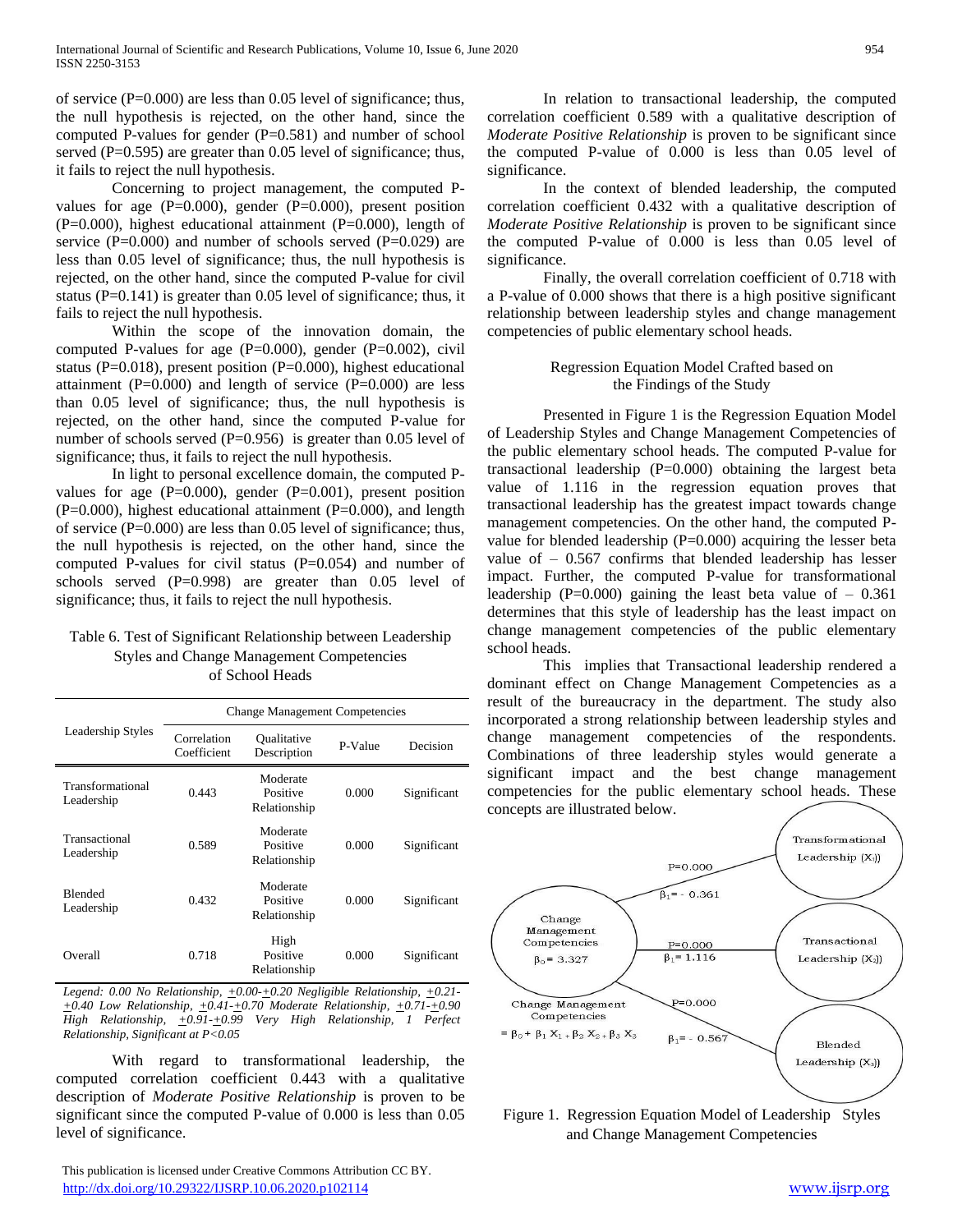of service (P=0.000) are less than 0.05 level of significance; thus, the null hypothesis is rejected, on the other hand, since the computed P-values for gender (P=0.581) and number of school served (P=0.595) are greater than 0.05 level of significance; thus, it fails to reject the null hypothesis.

Concerning to project management, the computed P-values for age (P=0.000), gender (P=0.000), present position (P=0.000), highest educational attainment (P=0.000), length of service (P=0.000) and number of schools served (P=0.029) are less than 0.05 level of significance; thus, the null hypothesis is rejected, on the other hand, since the computed P-value for civil status (P=0.141) is greater than 0.05 level of significance; thus, it fails to reject the null hypothesis.

Within the scope of the innovation domain, the computed P-values for age (P=0.000), gender (P=0.002), civil status (P=0.018), present position (P=0.000), highest educational attainment (P=0.000) and length of service (P=0.000) are less than 0.05 level of significance; thus, the null hypothesis is rejected, on the other hand, since the computed P-value for number of schools served (P=0.956) is greater than 0.05 level of significance; thus, it fails to reject the null hypothesis.

In light to personal excellence domain, the computed P-values for age (P=0.000), gender (P=0.001), present position (P=0.000), highest educational attainment (P=0.000), and length of service (P=0.000) are less than 0.05 level of significance; thus, the null hypothesis is rejected, on the other hand, since the computed P-values for civil status (P=0.054) and number of schools served (P=0.998) are greater than 0.05 level of significance; thus, it fails to reject the null hypothesis.

Table 6. Test of Significant Relationship between Leadership Styles and Change Management Competencies of School Heads

| Leadership Styles | Change Management Competencies | | | |
|---|---|---|---|---|
| | Correlation Coefficient | Qualitative Description | P-Value | Decision |
| Transformational Leadership | 0.443 | Moderate Positive Relationship | 0.000 | Significant |
| Transactional Leadership | 0.589 | Moderate Positive Relationship | 0.000 | Significant |
| Blended Leadership | 0.432 | Moderate Positive Relationship | 0.000 | Significant |
| Overall | 0.718 | High Positive Relationship | 0.000 | Significant |

*Legend: 0.00 No Relationship, ±0.00-±0.20 Negligible Relationship, ±0.21-±0.40 Low Relationship, ±0.41-±0.70 Moderate Relationship, ±0.71-±0.90 High Relationship, ±0.91-±0.99 Very High Relationship, 1 Perfect Relationship, Significant at P<0.05*

With regard to transformational leadership, the computed correlation coefficient 0.443 with a qualitative description of *Moderate Positive Relationship* is proven to be significant since the computed P-value of 0.000 is less than 0.05 level of significance.

In relation to transactional leadership, the computed correlation coefficient 0.589 with a qualitative description of *Moderate Positive Relationship* is proven to be significant since the computed P-value of 0.000 is less than 0.05 level of significance.

In the context of blended leadership, the computed correlation coefficient 0.432 with a qualitative description of *Moderate Positive Relationship* is proven to be significant since the computed P-value of 0.000 is less than 0.05 level of significance.

Finally, the overall correlation coefficient of 0.718 with a P-value of 0.000 shows that there is a high positive significant relationship between leadership styles and change management competencies of public elementary school heads.

### Regression Equation Model Crafted based on the Findings of the Study

Presented in Figure 1 is the Regression Equation Model of Leadership Styles and Change Management Competencies of the public elementary school heads. The computed P-value for transactional leadership (P=0.000) obtaining the largest beta value of 1.116 in the regression equation proves that transactional leadership has the greatest impact towards change management competencies. On the other hand, the computed P-value for blended leadership (P=0.000) acquiring the lesser beta value of – 0.567 confirms that blended leadership has lesser impact. Further, the computed P-value for transformational leadership (P=0.000) gaining the least beta value of – 0.361 determines that this style of leadership has the least impact on change management competencies of the public elementary school heads.

This implies that Transactional leadership rendered a dominant effect on Change Management Competencies as a result of the bureaucracy in the department. The study also incorporated a strong relationship between leadership styles and change management competencies of the respondents. Combinations of three leadership styles would generate a significant impact and the best change management competencies for the public elementary school heads. These concepts are illustrated below.

Change Management Competencies $\beta_0 = 3.327$

Transformational Leadership ($X_1$): P=0.000, $\beta_1 = -0.361$

Transactional Leadership ($X_2$): P=0.000, $\beta_1 = 1.116$

Blended Leadership ($X_3$): P=0.000, $\beta_1 = -0.567$

$$\text{Change Management Competencies} = \beta_0 + \beta_1 X_1 + \beta_2 X_2 + \beta_3 X_3$$

Figure 1. Regression Equation Model of Leadership Styles and Change Management Competencies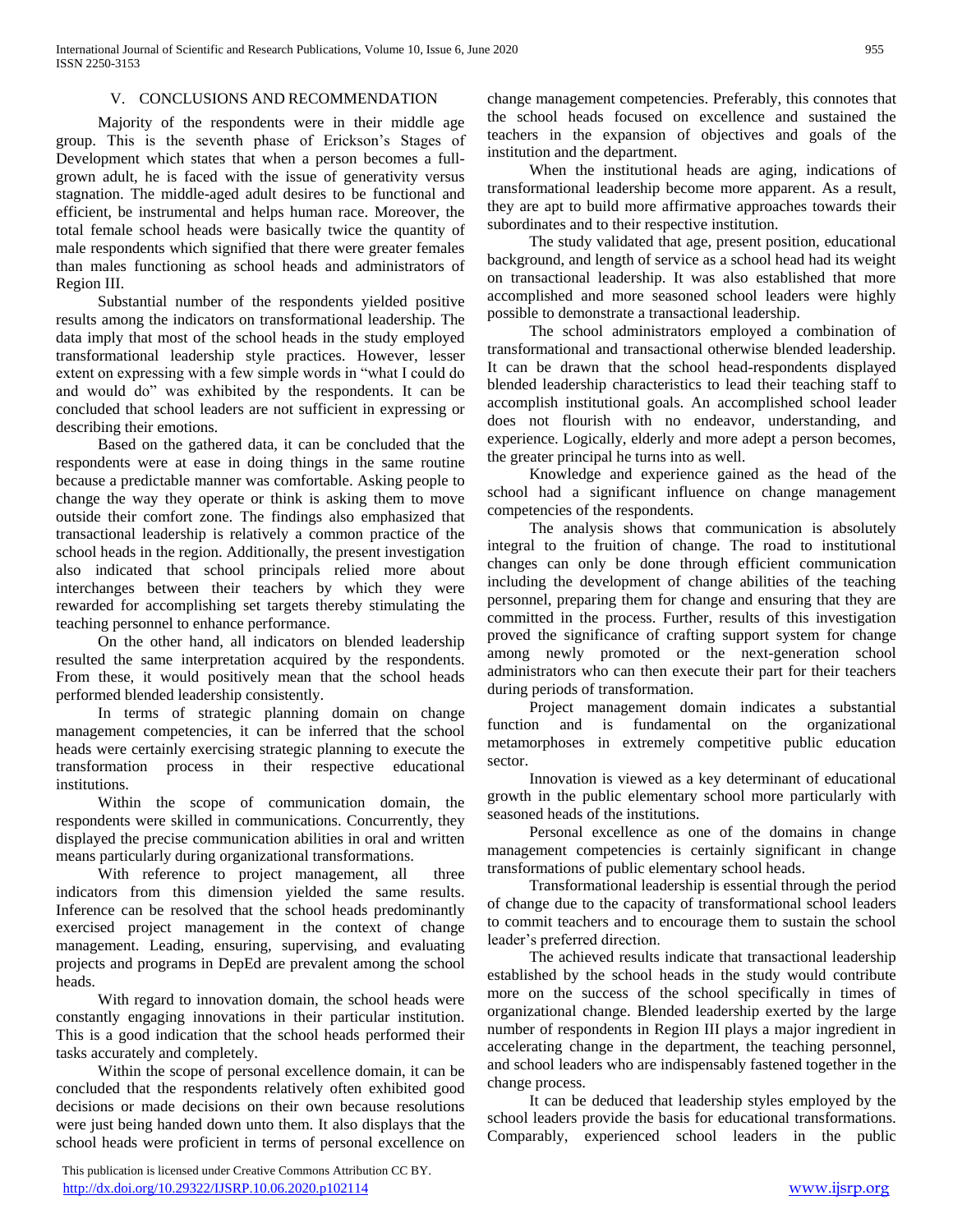## V. CONCLUSIONS AND RECOMMENDATION

Majority of the respondents were in their middle age group. This is the seventh phase of Erickson's Stages of Development which states that when a person becomes a full-grown adult, he is faced with the issue of generativity versus stagnation. The middle-aged adult desires to be functional and efficient, be instrumental and helps human race. Moreover, the total female school heads were basically twice the quantity of male respondents which signified that there were greater females than males functioning as school heads and administrators of Region III.

Substantial number of the respondents yielded positive results among the indicators on transformational leadership. The data imply that most of the school heads in the study employed transformational leadership style practices. However, lesser extent on expressing with a few simple words in "what I could do and would do" was exhibited by the respondents. It can be concluded that school leaders are not sufficient in expressing or describing their emotions.

Based on the gathered data, it can be concluded that the respondents were at ease in doing things in the same routine because a predictable manner was comfortable. Asking people to change the way they operate or think is asking them to move outside their comfort zone. The findings also emphasized that transactional leadership is relatively a common practice of the school heads in the region. Additionally, the present investigation also indicated that school principals relied more about interchanges between their teachers by which they were rewarded for accomplishing set targets thereby stimulating the teaching personnel to enhance performance.

On the other hand, all indicators on blended leadership resulted the same interpretation acquired by the respondents. From these, it would positively mean that the school heads performed blended leadership consistently.

In terms of strategic planning domain on change management competencies, it can be inferred that the school heads were certainly exercising strategic planning to execute the transformation process in their respective educational institutions.

Within the scope of communication domain, the respondents were skilled in communications. Concurrently, they displayed the precise communication abilities in oral and written means particularly during organizational transformations.

With reference to project management, all three indicators from this dimension yielded the same results. Inference can be resolved that the school heads predominantly exercised project management in the context of change management. Leading, ensuring, supervising, and evaluating projects and programs in DepEd are prevalent among the school heads.

With regard to innovation domain, the school heads were constantly engaging innovations in their particular institution. This is a good indication that the school heads performed their tasks accurately and completely.

Within the scope of personal excellence domain, it can be concluded that the respondents relatively often exhibited good decisions or made decisions on their own because resolutions were just being handed down unto them. It also displays that the school heads were proficient in terms of personal excellence on change management competencies. Preferably, this connotes that the school heads focused on excellence and sustained the teachers in the expansion of objectives and goals of the institution and the department.

When the institutional heads are aging, indications of transformational leadership become more apparent. As a result, they are apt to build more affirmative approaches towards their subordinates and to their respective institution.

The study validated that age, present position, educational background, and length of service as a school head had its weight on transactional leadership. It was also established that more accomplished and more seasoned school leaders were highly possible to demonstrate a transactional leadership.

The school administrators employed a combination of transformational and transactional otherwise blended leadership. It can be drawn that the school head-respondents displayed blended leadership characteristics to lead their teaching staff to accomplish institutional goals. An accomplished school leader does not flourish with no endeavor, understanding, and experience. Logically, elderly and more adept a person becomes, the greater principal he turns into as well.

Knowledge and experience gained as the head of the school had a significant influence on change management competencies of the respondents.

The analysis shows that communication is absolutely integral to the fruition of change. The road to institutional changes can only be done through efficient communication including the development of change abilities of the teaching personnel, preparing them for change and ensuring that they are committed in the process. Further, results of this investigation proved the significance of crafting support system for change among newly promoted or the next-generation school administrators who can then execute their part for their teachers during periods of transformation.

Project management domain indicates a substantial function and is fundamental on the organizational metamorphoses in extremely competitive public education sector.

Innovation is viewed as a key determinant of educational growth in the public elementary school more particularly with seasoned heads of the institutions.

Personal excellence as one of the domains in change management competencies is certainly significant in change transformations of public elementary school heads.

Transformational leadership is essential through the period of change due to the capacity of transformational school leaders to commit teachers and to encourage them to sustain the school leader's preferred direction.

The achieved results indicate that transactional leadership established by the school heads in the study would contribute more on the success of the school specifically in times of organizational change. Blended leadership exerted by the large number of respondents in Region III plays a major ingredient in accelerating change in the department, the teaching personnel, and school leaders who are indispensably fastened together in the change process.

It can be deduced that leadership styles employed by the school leaders provide the basis for educational transformations. Comparably, experienced school leaders in the public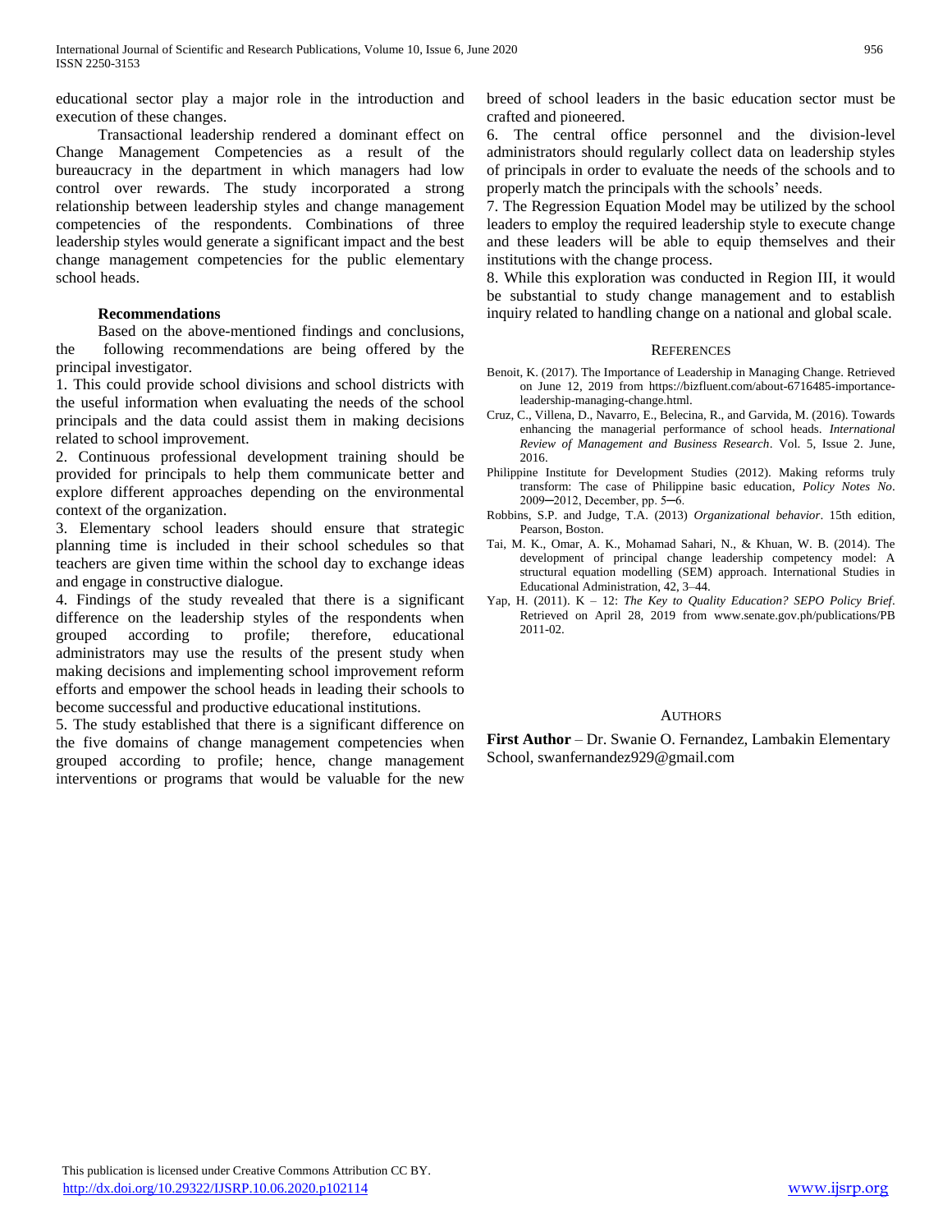educational sector play a major role in the introduction and execution of these changes.

Transactional leadership rendered a dominant effect on Change Management Competencies as a result of the bureaucracy in the department in which managers had low control over rewards. The study incorporated a strong relationship between leadership styles and change management competencies of the respondents. Combinations of three leadership styles would generate a significant impact and the best change management competencies for the public elementary school heads.

### Recommendations

Based on the above-mentioned findings and conclusions, the following recommendations are being offered by the principal investigator.

1. This could provide school divisions and school districts with the useful information when evaluating the needs of the school principals and the data could assist them in making decisions related to school improvement.
2. Continuous professional development training should be provided for principals to help them communicate better and explore different approaches depending on the environmental context of the organization.
3. Elementary school leaders should ensure that strategic planning time is included in their school schedules so that teachers are given time within the school day to exchange ideas and engage in constructive dialogue.
4. Findings of the study revealed that there is a significant difference on the leadership styles of the respondents when grouped according to profile; therefore, educational administrators may use the results of the present study when making decisions and implementing school improvement reform efforts and empower the school heads in leading their schools to become successful and productive educational institutions.
5. The study established that there is a significant difference on the five domains of change management competencies when grouped according to profile; hence, change management interventions or programs that would be valuable for the new breed of school leaders in the basic education sector must be crafted and pioneered.
6. The central office personnel and the division-level administrators should regularly collect data on leadership styles of principals in order to evaluate the needs of the schools and to properly match the principals with the schools' needs.
7. The Regression Equation Model may be utilized by the school leaders to employ the required leadership style to execute change and these leaders will be able to equip themselves and their institutions with the change process.
8. While this exploration was conducted in Region III, it would be substantial to study change management and to establish inquiry related to handling change on a national and global scale.

## References

Benoit, K. (2017). The Importance of Leadership in Managing Change. Retrieved on June 12, 2019 from https://bizfluent.com/about-6716485-importance-leadership-managing-change.html.

Cruz, C., Villena, D., Navarro, E., Belecina, R., and Garvida, M. (2016). Towards enhancing the managerial performance of school heads. *International Review of Management and Business Research*. Vol. 5, Issue 2. June, 2016.

Philippine Institute for Development Studies (2012). Making reforms truly transform: The case of Philippine basic education, *Policy Notes No*. 2009─2012, December, pp. 5─6.

Robbins, S.P. and Judge, T.A. (2013) *Organizational behavior*. 15th edition, Pearson, Boston.

Tai, M. K., Omar, A. K., Mohamad Sahari, N., & Khuan, W. B. (2014). The development of principal change leadership competency model: A structural equation modelling (SEM) approach. International Studies in Educational Administration, 42, 3–44.

Yap, H. (2011). K – 12: *The Key to Quality Education? SEPO Policy Brief*. Retrieved on April 28, 2019 from www.senate.gov.ph/publications/PB 2011-02.

## Authors

**First Author** – Dr. Swanie O. Fernandez, Lambakin Elementary School, swanfernandez929@gmail.com